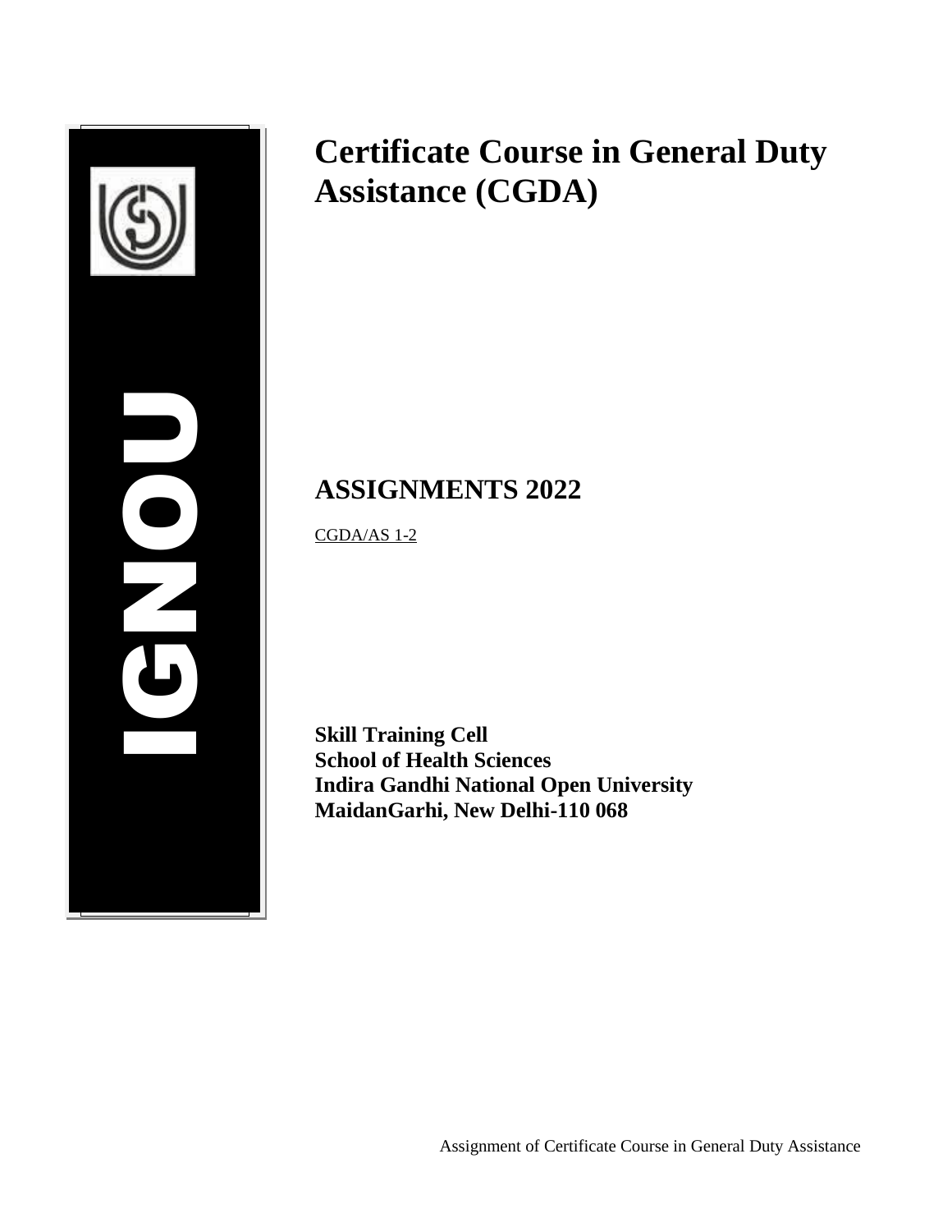IGNOU

# Certificate Course in General Duty Assistance (CGDA)

## ASSIGNMENTS 2022

CGDA/AS 1-2

**Skill Training Cell**
**School of Health Sciences**
**Indira Gandhi National Open University**
**MaidanGarhi, New Delhi-110 068**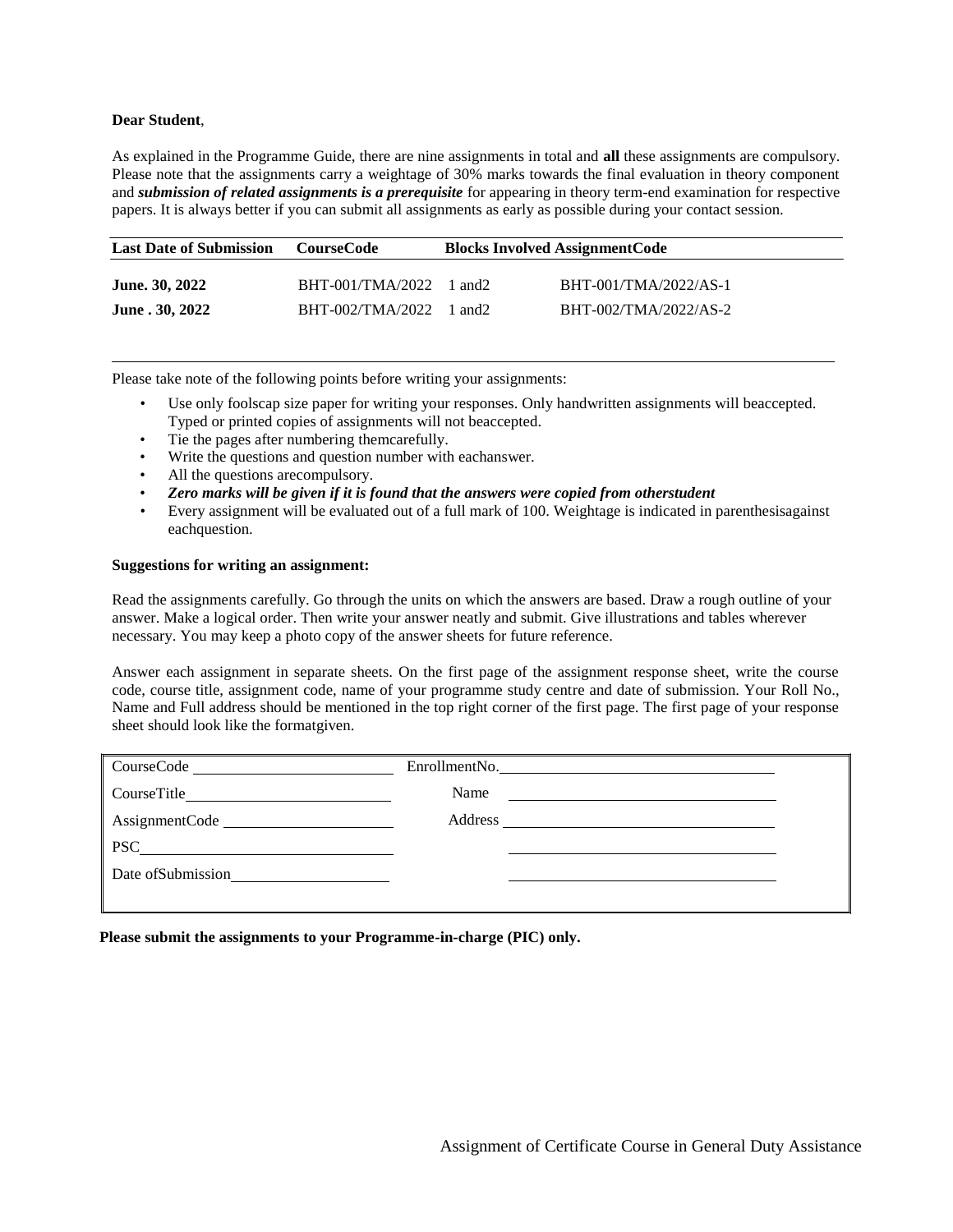**Dear Student**,

As explained in the Programme Guide, there are nine assignments in total and **all** these assignments are compulsory. Please note that the assignments carry a weightage of 30% marks towards the final evaluation in theory component and ***submission of related assignments is a prerequisite*** for appearing in theory term-end examination for respective papers. It is always better if you can submit all assignments as early as possible during your contact session.

| Last Date of Submission | CourseCode | Blocks Involved | AssignmentCode |
|---|---|---|---|
| **June. 30, 2022** | BHT-001/TMA/2022 | 1 and2 | BHT-001/TMA/2022/AS-1 |
| **June . 30, 2022** | BHT-002/TMA/2022 | 1 and2 | BHT-002/TMA/2022/AS-2 |

Please take note of the following points before writing your assignments:

- Use only foolscap size paper for writing your responses. Only handwritten assignments will beaccepted. Typed or printed copies of assignments will not beaccepted.
- Tie the pages after numbering themcarefully.
- Write the questions and question number with eachanswer.
- All the questions arecompulsory.
- ***Zero marks will be given if it is found that the answers were copied from otherstudent***
- Every assignment will be evaluated out of a full mark of 100. Weightage is indicated in parenthesisagainst eachquestion.

**Suggestions for writing an assignment:**

Read the assignments carefully. Go through the units on which the answers are based. Draw a rough outline of your answer. Make a logical order. Then write your answer neatly and submit. Give illustrations and tables wherever necessary. You may keep a photo copy of the answer sheets for future reference.

Answer each assignment in separate sheets. On the first page of the assignment response sheet, write the course code, course title, assignment code, name of your programme study centre and date of submission. Your Roll No., Name and Full address should be mentioned in the top right corner of the first page. The first page of your response sheet should look like the formatgiven.

| | |
|---|---|
| CourseCode ____________ | EnrollmentNo. ____________ |
| CourseTitle ____________ | Name ____________ |
| AssignmentCode ____________ | Address ____________ |
| PSC ____________ | ____________ |
| Date ofSubmission ____________ | ____________ |

**Please submit the assignments to your Programme-in-charge (PIC) only.**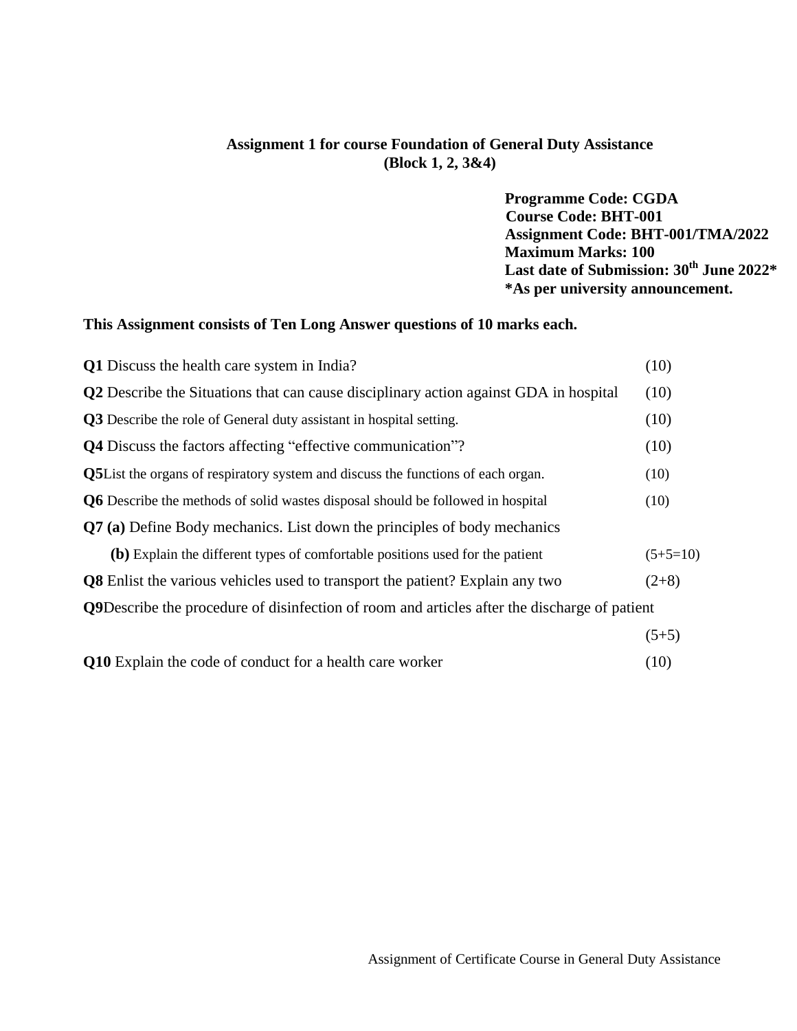**Assignment 1 for course Foundation of General Duty Assistance**
**(Block 1, 2, 3&4)**

**Programme Code: CGDA**
**Course Code: BHT-001**
**Assignment Code: BHT-001/TMA/2022**
**Maximum Marks: 100**
**Last date of Submission: 30th June 2022***
***As per university announcement.**

**This Assignment consists of Ten Long Answer questions of 10 marks each.**

| | |
|---|---|
| **Q1** Discuss the health care system in India? | (10) |
| **Q2** Describe the Situations that can cause disciplinary action against GDA in hospital | (10) |
| **Q3** Describe the role of General duty assistant in hospital setting. | (10) |
| **Q4** Discuss the factors affecting "effective communication"? | (10) |
| **Q5** List the organs of respiratory system and discuss the functions of each organ. | (10) |
| **Q6** Describe the methods of solid wastes disposal should be followed in hospital | (10) |
| **Q7 (a)** Define Body mechanics. List down the principles of body mechanics | |
| **(b)** Explain the different types of comfortable positions used for the patient | (5+5=10) |
| **Q8** Enlist the various vehicles used to transport the patient? Explain any two | (2+8) |
| **Q9** Describe the procedure of disinfection of room and articles after the discharge of patient | (5+5) |
| **Q10** Explain the code of conduct for a health care worker | (10) |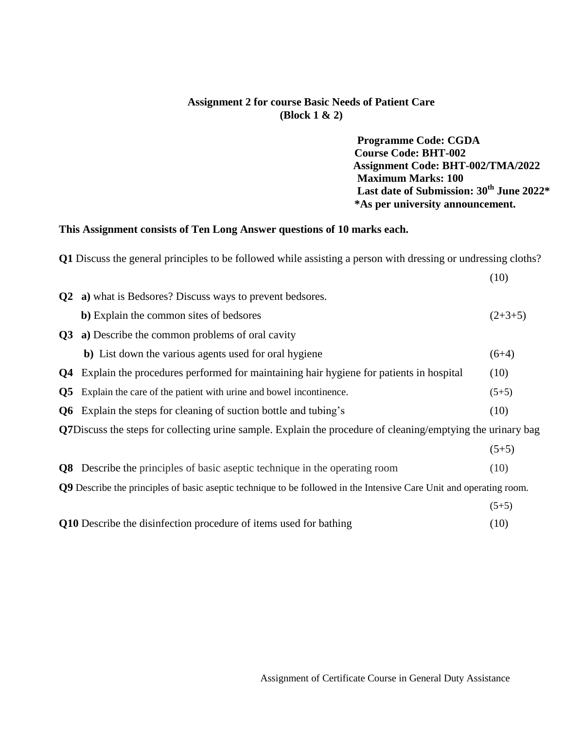**Assignment 2 for course Basic Needs of Patient Care**
**(Block 1 & 2)**

**Programme Code: CGDA**
**Course Code: BHT-002**
**Assignment Code: BHT-002/TMA/2022**
**Maximum Marks: 100**
**Last date of Submission: 30th June 2022***
***As per university announcement.**

**This Assignment consists of Ten Long Answer questions of 10 marks each.**

**Q1** Discuss the general principles to be followed while assisting a person with dressing or undressing cloths? (10)

**Q2** **a)** what is Bedsores? Discuss ways to prevent bedsores.
**b)** Explain the common sites of bedsores (2+3+5)

**Q3** **a)** Describe the common problems of oral cavity
**b)** List down the various agents used for oral hygiene (6+4)

**Q4** Explain the procedures performed for maintaining hair hygiene for patients in hospital (10)

**Q5** Explain the care of the patient with urine and bowel incontinence. (5+5)

**Q6** Explain the steps for cleaning of suction bottle and tubing's (10)

**Q7** Discuss the steps for collecting urine sample. Explain the procedure of cleaning/emptying the urinary bag (5+5)

**Q8** Describe the principles of basic aseptic technique in the operating room (10)

**Q9** Describe the principles of basic aseptic technique to be followed in the Intensive Care Unit and operating room. (5+5)

**Q10** Describe the disinfection procedure of items used for bathing (10)